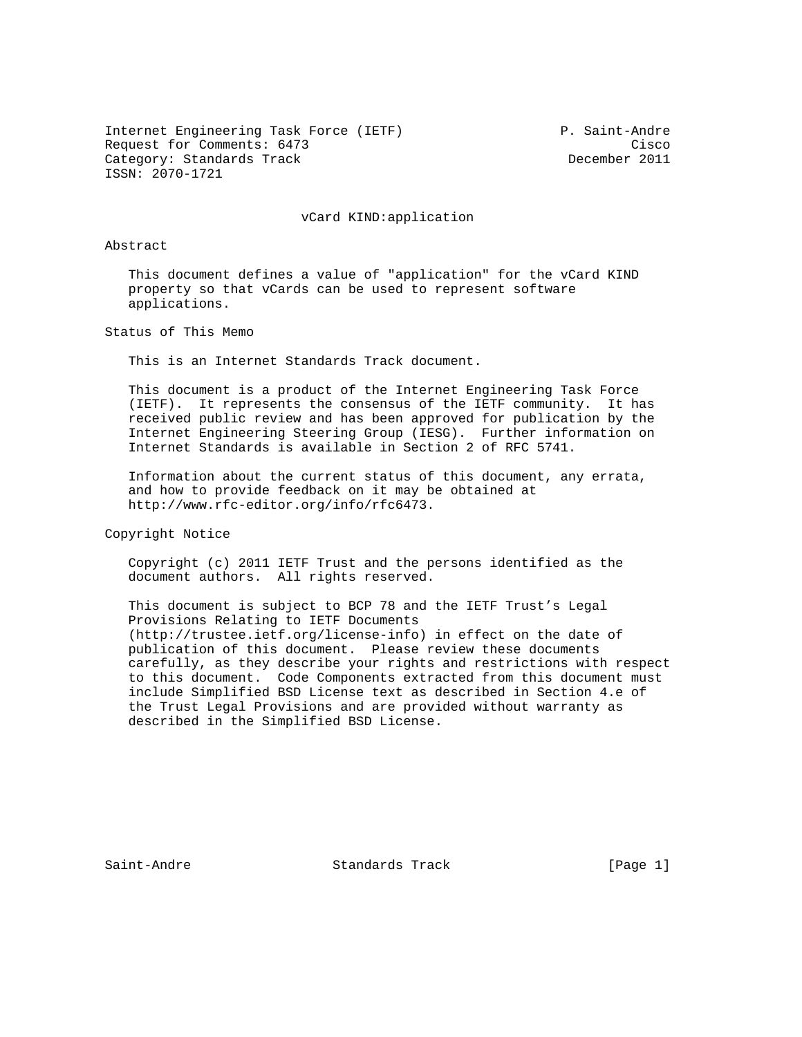Internet Engineering Task Force (IETF) P. Saint-Andre
Request for Comments: 6473 Cisco
Category: Standards Track December 2011
ISSN: 2070-1721

# vCard KIND:application

## Abstract

This document defines a value of "application" for the vCard KIND property so that vCards can be used to represent software applications.

## Status of This Memo

This is an Internet Standards Track document.

This document is a product of the Internet Engineering Task Force (IETF). It represents the consensus of the IETF community. It has received public review and has been approved for publication by the Internet Engineering Steering Group (IESG). Further information on Internet Standards is available in Section 2 of RFC 5741.

Information about the current status of this document, any errata, and how to provide feedback on it may be obtained at http://www.rfc-editor.org/info/rfc6473.

## Copyright Notice

Copyright (c) 2011 IETF Trust and the persons identified as the document authors. All rights reserved.

This document is subject to BCP 78 and the IETF Trust's Legal Provisions Relating to IETF Documents (http://trustee.ietf.org/license-info) in effect on the date of publication of this document. Please review these documents carefully, as they describe your rights and restrictions with respect to this document. Code Components extracted from this document must include Simplified BSD License text as described in Section 4.e of the Trust Legal Provisions and are provided without warranty as described in the Simplified BSD License.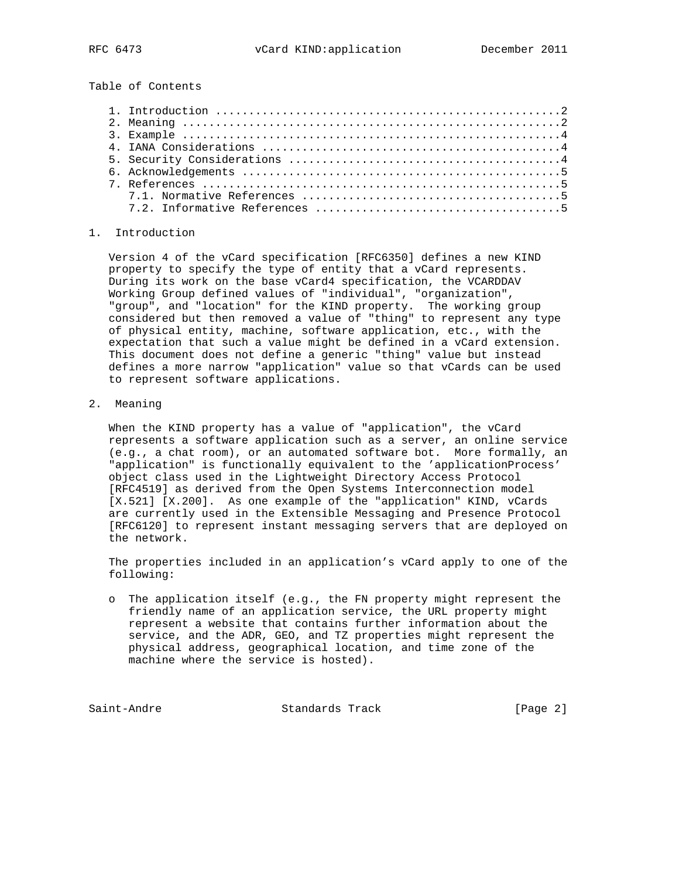Table of Contents

1. Introduction ....................................................2
2. Meaning .........................................................2
3. Example .........................................................4
4. IANA Considerations .............................................4
5. Security Considerations .........................................4
6. Acknowledgements ................................................5
7. References ......................................................5
   7.1. Normative References .......................................5
   7.2. Informative References .....................................5

## 1. Introduction

Version 4 of the vCard specification [RFC6350] defines a new KIND property to specify the type of entity that a vCard represents. During its work on the base vCard4 specification, the VCARDDAV Working Group defined values of "individual", "organization", "group", and "location" for the KIND property. The working group considered but then removed a value of "thing" to represent any type of physical entity, machine, software application, etc., with the expectation that such a value might be defined in a vCard extension. This document does not define a generic "thing" value but instead defines a more narrow "application" value so that vCards can be used to represent software applications.

## 2. Meaning

When the KIND property has a value of "application", the vCard represents a software application such as a server, an online service (e.g., a chat room), or an automated software bot. More formally, an "application" is functionally equivalent to the 'applicationProcess' object class used in the Lightweight Directory Access Protocol [RFC4519] as derived from the Open Systems Interconnection model [X.521] [X.200]. As one example of the "application" KIND, vCards are currently used in the Extensible Messaging and Presence Protocol [RFC6120] to represent instant messaging servers that are deployed on the network.

The properties included in an application's vCard apply to one of the following:

- The application itself (e.g., the FN property might represent the friendly name of an application service, the URL property might represent a website that contains further information about the service, and the ADR, GEO, and TZ properties might represent the physical address, geographical location, and time zone of the machine where the service is hosted).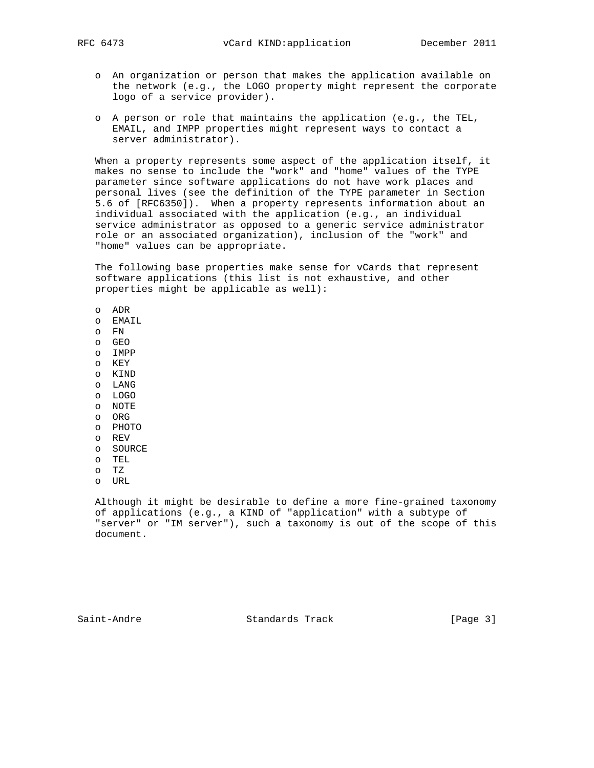- An organization or person that makes the application available on the network (e.g., the LOGO property might represent the corporate logo of a service provider).

- A person or role that maintains the application (e.g., the TEL, EMAIL, and IMPP properties might represent ways to contact a server administrator).

When a property represents some aspect of the application itself, it makes no sense to include the "work" and "home" values of the TYPE parameter since software applications do not have work places and personal lives (see the definition of the TYPE parameter in Section 5.6 of [RFC6350]). When a property represents information about an individual associated with the application (e.g., an individual service administrator as opposed to a generic service administrator role or an associated organization), inclusion of the "work" and "home" values can be appropriate.

The following base properties make sense for vCards that represent software applications (this list is not exhaustive, and other properties might be applicable as well):

- ADR
- EMAIL
- FN
- GEO
- IMPP
- KEY
- KIND
- LANG
- LOGO
- NOTE
- ORG
- PHOTO
- REV
- SOURCE
- TEL
- TZ
- URL

Although it might be desirable to define a more fine-grained taxonomy of applications (e.g., a KIND of "application" with a subtype of "server" or "IM server"), such a taxonomy is out of the scope of this document.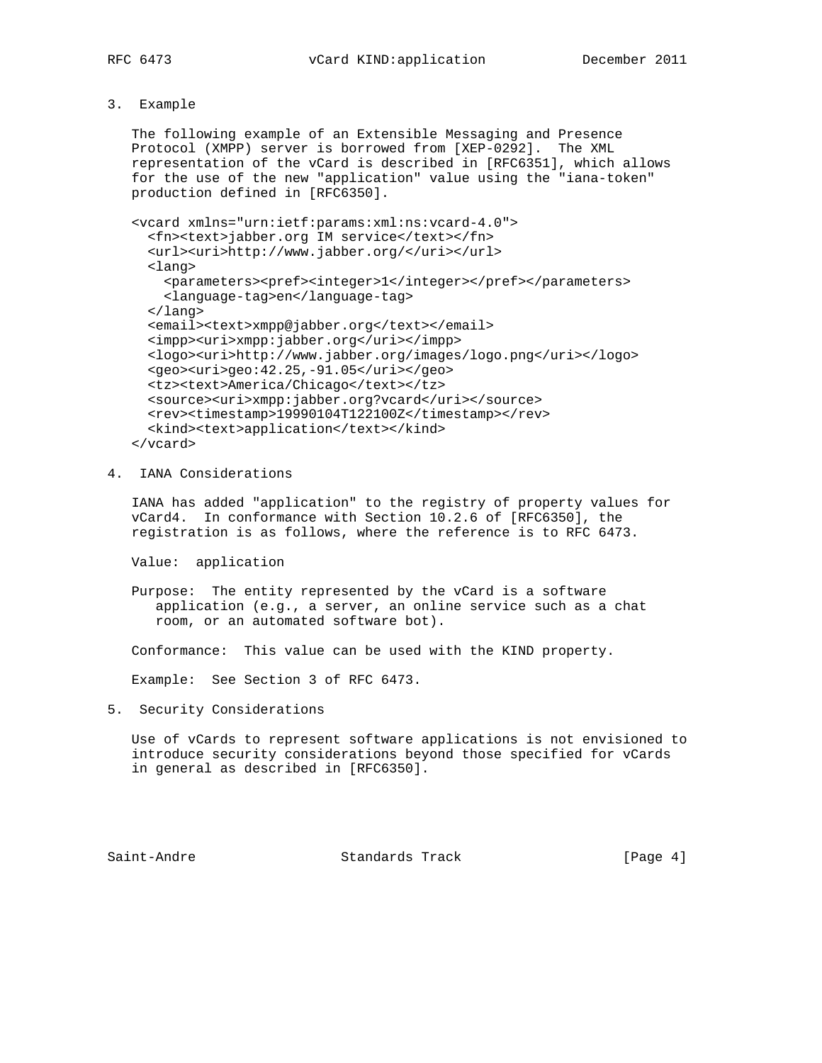## 3. Example

The following example of an Extensible Messaging and Presence Protocol (XMPP) server is borrowed from [XEP-0292]. The XML representation of the vCard is described in [RFC6351], which allows for the use of the new "application" value using the "iana-token" production defined in [RFC6350].

```
<vcard xmlns="urn:ietf:params:xml:ns:vcard-4.0">
  <fn><text>jabber.org IM service</text></fn>
  <url><uri>http://www.jabber.org/</uri></url>
  <lang>
    <parameters><pref><integer>1</integer></pref></parameters>
    <language-tag>en</language-tag>
  </lang>
  <email><text>xmpp@jabber.org</text></email>
  <impp><uri>xmpp:jabber.org</uri></impp>
  <logo><uri>http://www.jabber.org/images/logo.png</uri></logo>
  <geo><uri>geo:42.25,-91.05</uri></geo>
  <tz><text>America/Chicago</text></tz>
  <source><uri>xmpp:jabber.org?vcard</uri></source>
  <rev><timestamp>19990104T122100Z</timestamp></rev>
  <kind><text>application</text></kind>
</vcard>
```

## 4. IANA Considerations

IANA has added "application" to the registry of property values for vCard4. In conformance with Section 10.2.6 of [RFC6350], the registration is as follows, where the reference is to RFC 6473.

Value: application

Purpose: The entity represented by the vCard is a software application (e.g., a server, an online service such as a chat room, or an automated software bot).

Conformance: This value can be used with the KIND property.

Example: See Section 3 of RFC 6473.

## 5. Security Considerations

Use of vCards to represent software applications is not envisioned to introduce security considerations beyond those specified for vCards in general as described in [RFC6350].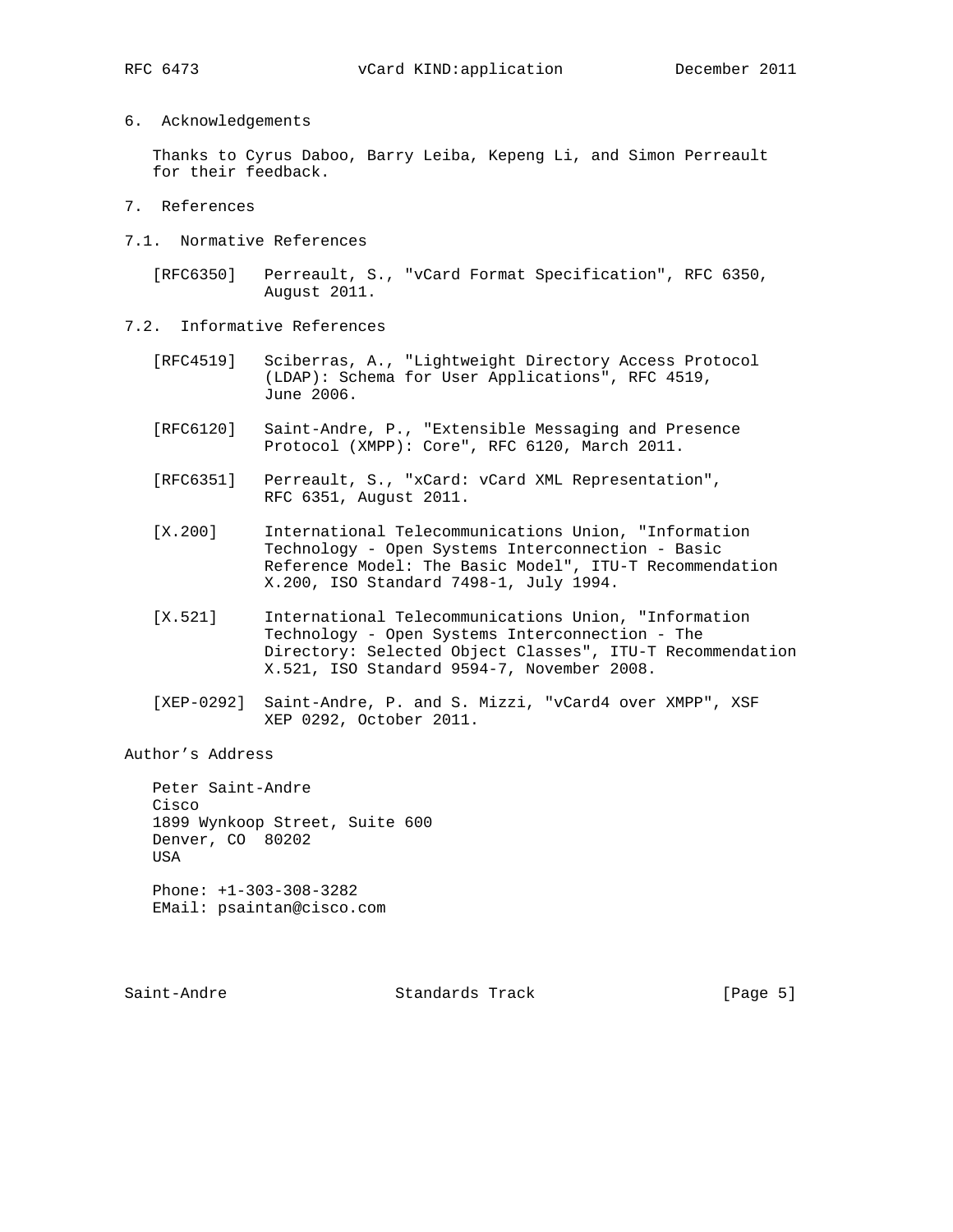## 6. Acknowledgements

Thanks to Cyrus Daboo, Barry Leiba, Kepeng Li, and Simon Perreault for their feedback.

## 7. References

### 7.1. Normative References

[RFC6350] Perreault, S., "vCard Format Specification", RFC 6350, August 2011.

### 7.2. Informative References

[RFC4519] Sciberras, A., "Lightweight Directory Access Protocol (LDAP): Schema for User Applications", RFC 4519, June 2006.

[RFC6120] Saint-Andre, P., "Extensible Messaging and Presence Protocol (XMPP): Core", RFC 6120, March 2011.

[RFC6351] Perreault, S., "xCard: vCard XML Representation", RFC 6351, August 2011.

[X.200] International Telecommunications Union, "Information Technology - Open Systems Interconnection - Basic Reference Model: The Basic Model", ITU-T Recommendation X.200, ISO Standard 7498-1, July 1994.

[X.521] International Telecommunications Union, "Information Technology - Open Systems Interconnection - The Directory: Selected Object Classes", ITU-T Recommendation X.521, ISO Standard 9594-7, November 2008.

[XEP-0292] Saint-Andre, P. and S. Mizzi, "vCard4 over XMPP", XSF XEP 0292, October 2011.

## Author's Address

Peter Saint-Andre
Cisco
1899 Wynkoop Street, Suite 600
Denver, CO 80202
USA

Phone: +1-303-308-3282
EMail: psaintan@cisco.com